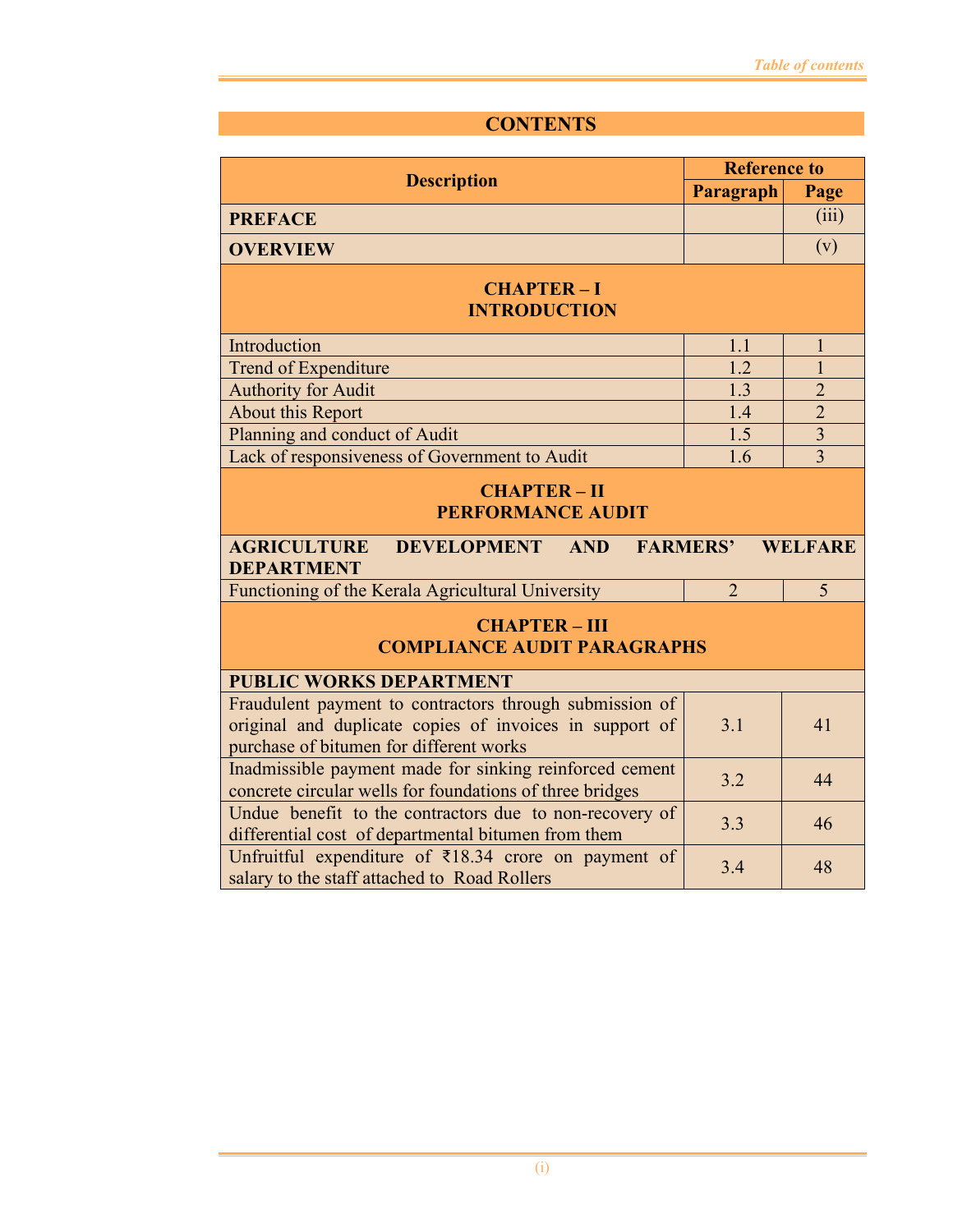# CONTENTS

| Description | Reference to | |
|---|---|---|
| | Paragraph | Page |
| **PREFACE** | | (iii) |
| **OVERVIEW** | | (v) |
| **CHAPTER – I**<br>**INTRODUCTION** | | |
| Introduction | 1.1 | 1 |
| Trend of Expenditure | 1.2 | 1 |
| Authority for Audit | 1.3 | 2 |
| About this Report | 1.4 | 2 |
| Planning and conduct of Audit | 1.5 | 3 |
| Lack of responsiveness of Government to Audit | 1.6 | 3 |
| **CHAPTER – II**<br>**PERFORMANCE AUDIT** | | |
| **AGRICULTURE DEVELOPMENT AND FARMERS' WELFARE DEPARTMENT** | | |
| Functioning of the Kerala Agricultural University | 2 | 5 |
| **CHAPTER – III**<br>**COMPLIANCE AUDIT PARAGRAPHS** | | |
| **PUBLIC WORKS DEPARTMENT** | | |
| Fraudulent payment to contractors through submission of original and duplicate copies of invoices in support of purchase of bitumen for different works | 3.1 | 41 |
| Inadmissible payment made for sinking reinforced cement concrete circular wells for foundations of three bridges | 3.2 | 44 |
| Undue benefit to the contractors due to non-recovery of differential cost of departmental bitumen from them | 3.3 | 46 |
| Unfruitful expenditure of ₹18.34 crore on payment of salary to the staff attached to Road Rollers | 3.4 | 48 |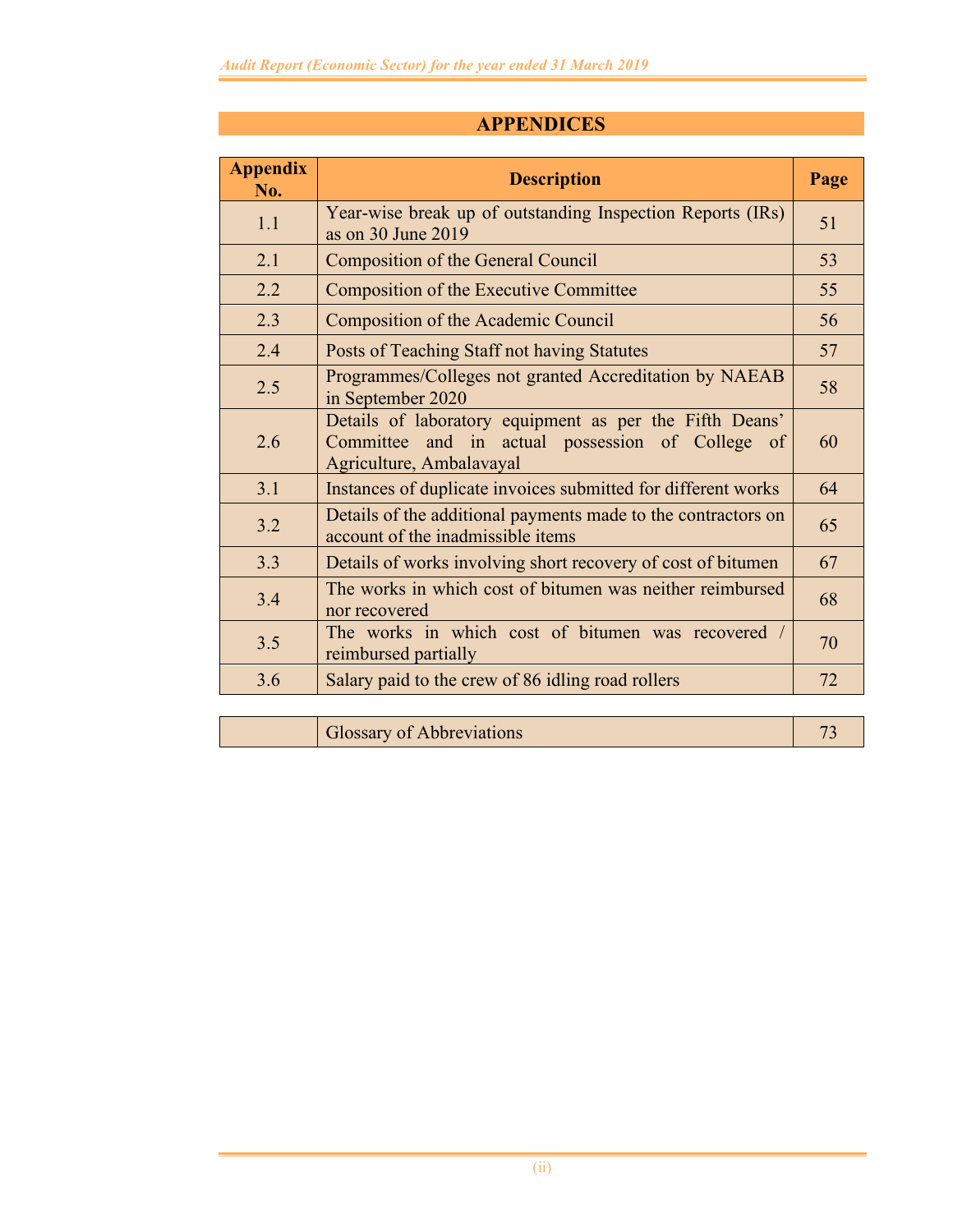# APPENDICES

| Appendix No. | Description | Page |
|---|---|---|
| 1.1 | Year-wise break up of outstanding Inspection Reports (IRs) as on 30 June 2019 | 51 |
| 2.1 | Composition of the General Council | 53 |
| 2.2 | Composition of the Executive Committee | 55 |
| 2.3 | Composition of the Academic Council | 56 |
| 2.4 | Posts of Teaching Staff not having Statutes | 57 |
| 2.5 | Programmes/Colleges not granted Accreditation by NAEAB in September 2020 | 58 |
| 2.6 | Details of laboratory equipment as per the Fifth Deans' Committee and in actual possession of College of Agriculture, Ambalavayal | 60 |
| 3.1 | Instances of duplicate invoices submitted for different works | 64 |
| 3.2 | Details of the additional payments made to the contractors on account of the inadmissible items | 65 |
| 3.3 | Details of works involving short recovery of cost of bitumen | 67 |
| 3.4 | The works in which cost of bitumen was neither reimbursed nor recovered | 68 |
| 3.5 | The works in which cost of bitumen was recovered / reimbursed partially | 70 |
| 3.6 | Salary paid to the crew of 86 idling road rollers | 72 |

| | | |
|---|---|---|
| | Glossary of Abbreviations | 73 |